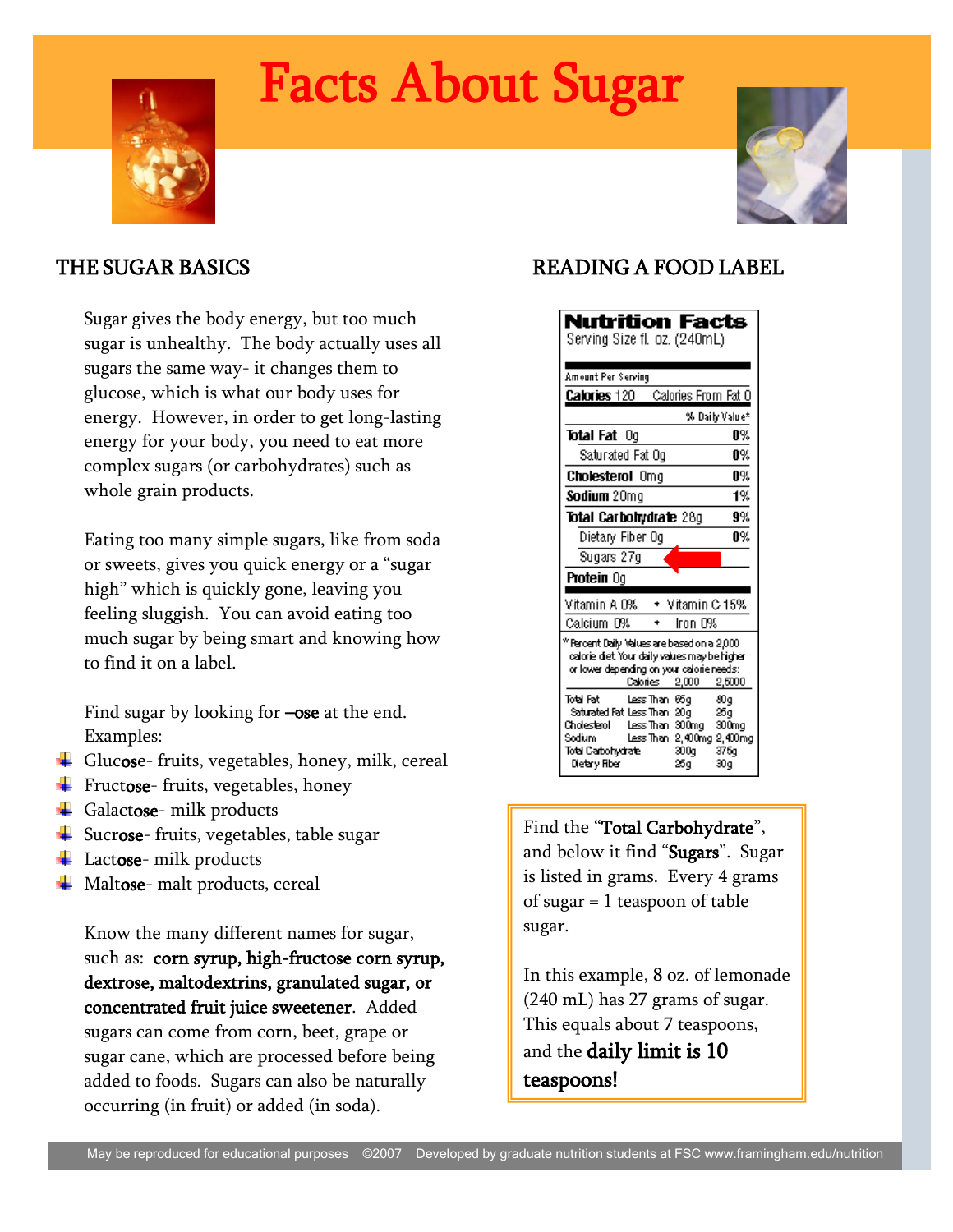# Facts About Sugar

## THE SUGAR BASICS

Sugar gives the body energy, but too much sugar is unhealthy. The body actually uses all sugars the same way- it changes them to glucose, which is what our body uses for energy. However, in order to get long-lasting energy for your body, you need to eat more complex sugars (or carbohydrates) such as whole grain products.

Eating too many simple sugars, like from soda or sweets, gives you quick energy or a "sugar high" which is quickly gone, leaving you feeling sluggish. You can avoid eating too much sugar by being smart and knowing how to find it on a label.

Find sugar by looking for **–ose** at the end. Examples:

- Gluc**ose**- fruits, vegetables, honey, milk, cereal
- Fruct**ose**- fruits, vegetables, honey
- Galact**ose**- milk products
- Sucr**ose**- fruits, vegetables, table sugar
- Lact**ose**- milk products
- Malt**ose**- malt products, cereal

Know the many different names for sugar, such as: **corn syrup, high-fructose corn syrup, dextrose, maltodextrins, granulated sugar, or concentrated fruit juice sweetener**. Added sugars can come from corn, beet, grape or sugar cane, which are processed before being added to foods. Sugars can also be naturally occurring (in fruit) or added (in soda).

## READING A FOOD LABEL

**Nutrition Facts**
Serving Size fl. oz. (240mL)

Amount Per Serving

| **Calories** 120 | Calories From Fat 0 |
|---|---|
| | % Daily Value* |
| **Total Fat** 0g | **0%** |
| Saturated Fat 0g | **0%** |
| **Cholesterol** 0mg | **0%** |
| **Sodium** 20mg | **1%** |
| **Total Carbohydrate** 28g | **9%** |
| Dietary Fiber 0g | **0%** |
| Sugars 27g | |
| **Protein** 0g | |

| Vitamin A 0% | Vitamin C 15% |
|---|---|
| Calcium 0% | Iron 0% |

*Percent Daily Values are based on a 2,000 calorie diet. Your daily values may be higher or lower depending on your calorie needs:

| | | Calories | 2,000 | 2,5000 |
|---|---|---|---|---|
| Total Fat | Less Than | | 65g | 80g |
| Saturated Fat | Less Than | | 20g | 25g |
| Cholesterol | Less Than | | 300mg | 300mg |
| Sodium | Less Than | | 2,400mg | 2,400mg |
| Total Carbohydrate | | | 300g | 375g |
| Dietary Fiber | | | 25g | 30g |

Find the "**Total Carbohydrate**", and below it find "**Sugars**". Sugar is listed in grams. Every 4 grams of sugar = 1 teaspoon of table sugar.

In this example, 8 oz. of lemonade (240 mL) has 27 grams of sugar. This equals about 7 teaspoons, and the **daily limit is 10 teaspoons!**

May be reproduced for educational purposes ©2007 Developed by graduate nutrition students at FSC www.framingham.edu/nutrition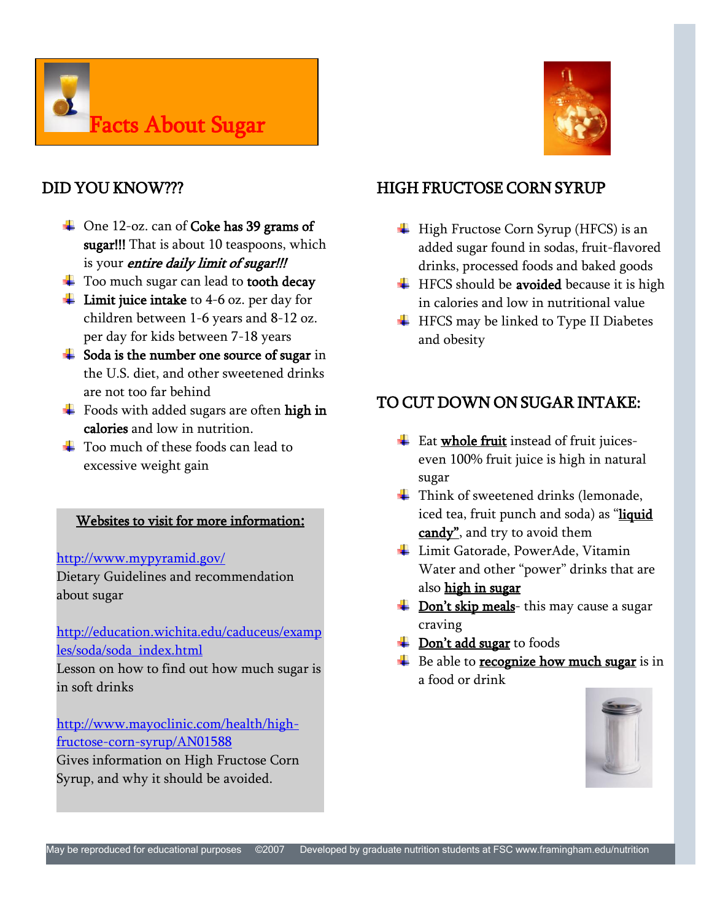# Facts About Sugar

## DID YOU KNOW???

- One 12-oz. can of **Coke has 39 grams of sugar!!!** That is about 10 teaspoons, which is your ***entire daily limit of sugar!!!***
- Too much sugar can lead to **tooth decay**
- **Limit juice intake** to 4-6 oz. per day for children between 1-6 years and 8-12 oz. per day for kids between 7-18 years
- **Soda is the number one source of sugar** in the U.S. diet, and other sweetened drinks are not too far behind
- Foods with added sugars are often **high in calories** and low in nutrition.
- Too much of these foods can lead to excessive weight gain

**Websites to visit for more information:**

http://www.mypyramid.gov/
Dietary Guidelines and recommendation about sugar

http://education.wichita.edu/caduceus/examples/soda/soda_index.html
Lesson on how to find out how much sugar is in soft drinks

http://www.mayoclinic.com/health/high-fructose-corn-syrup/AN01588
Gives information on High Fructose Corn Syrup, and why it should be avoided.

## HIGH FRUCTOSE CORN SYRUP

- High Fructose Corn Syrup (HFCS) is an added sugar found in sodas, fruit-flavored drinks, processed foods and baked goods
- HFCS should be **avoided** because it is high in calories and low in nutritional value
- HFCS may be linked to Type II Diabetes and obesity

## TO CUT DOWN ON SUGAR INTAKE:

- Eat **whole fruit** instead of fruit juices- even 100% fruit juice is high in natural sugar
- Think of sweetened drinks (lemonade, iced tea, fruit punch and soda) as "**liquid candy**", and try to avoid them
- Limit Gatorade, PowerAde, Vitamin Water and other "power" drinks that are also **high in sugar**
- **Don't skip meals**- this may cause a sugar craving
- **Don't add sugar** to foods
- Be able to **recognize how much sugar** is in a food or drink

May be reproduced for educational purposes ©2007 Developed by graduate nutrition students at FSC www.framingham.edu/nutrition